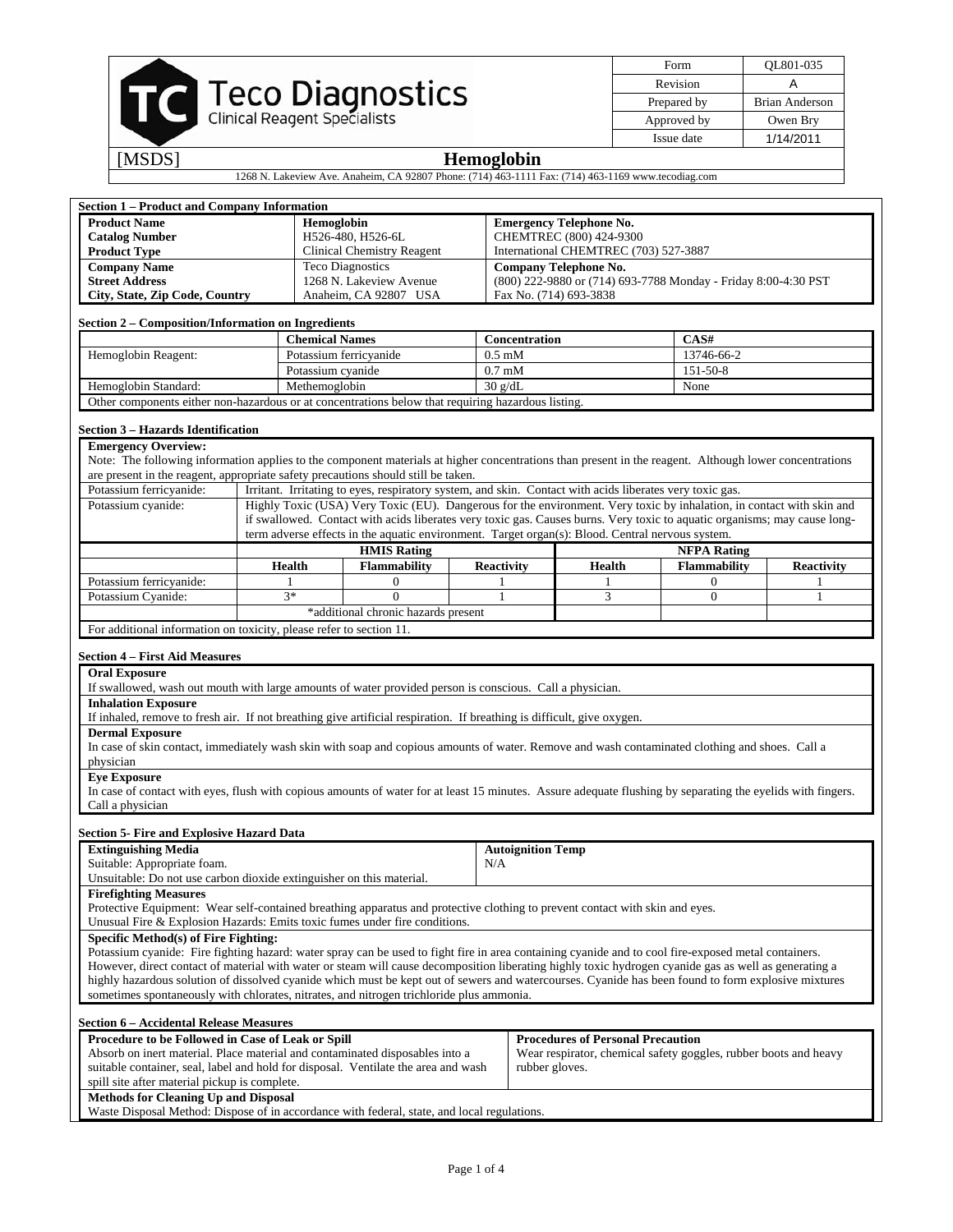| Form | QL801-035 |
|---|---|
| Revision | A |
| Prepared by | Brian Anderson |
| Approved by | Owen Bry |
| Issue date | 1/14/2011 |

**Teco Diagnostics**
Clinical Reagent Specialists

[MSDS] **Hemoglobin**

1268 N. Lakeview Ave. Anaheim, CA 92807 Phone: (714) 463-1111 Fax: (714) 463-1169 www.tecodiag.com

## Section 1 – Product and Company Information

| | | |
|---|---|---|
| **Product Name** | **Hemoglobin** | **Emergency Telephone No.** |
| **Catalog Number** | H526-480, H526-6L | CHEMTREC (800) 424-9300 |
| **Product Type** | Clinical Chemistry Reagent | International CHEMTREC (703) 527-3887 |
| **Company Name** | Teco Diagnostics | **Company Telephone No.** |
| **Street Address** | 1268 N. Lakeview Avenue | (800) 222-9880 or (714) 693-7788 Monday - Friday 8:00-4:30 PST |
| **City, State, Zip Code, Country** | Anaheim, CA 92807 USA | Fax No. (714) 693-3838 |

## Section 2 – Composition/Information on Ingredients

| | **Chemical Names** | **Concentration** | **CAS#** |
|---|---|---|---|
| Hemoglobin Reagent: | Potassium ferricyanide | 0.5 mM | 13746-66-2 |
| | Potassium cyanide | 0.7 mM | 151-50-8 |
| Hemoglobin Standard: | Methemoglobin | 30 g/dL | None |
| Other components either non-hazardous or at concentrations below that requiring hazardous listing. | | | |

## Section 3 – Hazards Identification

**Emergency Overview:**
Note: The following information applies to the component materials at higher concentrations than present in the reagent. Although lower concentrations are present in the reagent, appropriate safety precautions should still be taken.

| | |
|---|---|
| Potassium ferricyanide: | Irritant. Irritating to eyes, respiratory system, and skin. Contact with acids liberates very toxic gas. |
| Potassium cyanide: | Highly Toxic (USA) Very Toxic (EU). Dangerous for the environment. Very toxic by inhalation, in contact with skin and if swallowed. Contact with acids liberates very toxic gas. Causes burns. Very toxic to aquatic organisms; may cause long-term adverse effects in the aquatic environment. Target organ(s): Blood. Central nervous system. |

| | **HMIS Rating** | | | **NFPA Rating** | | |
|---|---|---|---|---|---|---|
| | **Health** | **Flammability** | **Reactivity** | **Health** | **Flammability** | **Reactivity** |
| Potassium ferricyanide: | 1 | 0 | 1 | 1 | 0 | 1 |
| Potassium Cyanide: | 3* | 0 | 1 | 3 | 0 | 1 |
| | *additional chronic hazards present | | | | | |

For additional information on toxicity, please refer to section 11.

## Section 4 – First Aid Measures

**Oral Exposure**
If swallowed, wash out mouth with large amounts of water provided person is conscious. Call a physician.

**Inhalation Exposure**
If inhaled, remove to fresh air. If not breathing give artificial respiration. If breathing is difficult, give oxygen.

**Dermal Exposure**
In case of skin contact, immediately wash skin with soap and copious amounts of water. Remove and wash contaminated clothing and shoes. Call a physician

**Eye Exposure**
In case of contact with eyes, flush with copious amounts of water for at least 15 minutes. Assure adequate flushing by separating the eyelids with fingers. Call a physician

## Section 5- Fire and Explosive Hazard Data

**Extinguishing Media**
Suitable: Appropriate foam.
Unsuitable: Do not use carbon dioxide extinguisher on this material.

**Autoignition Temp**
N/A

**Firefighting Measures**
Protective Equipment: Wear self-contained breathing apparatus and protective clothing to prevent contact with skin and eyes.
Unusual Fire & Explosion Hazards: Emits toxic fumes under fire conditions.

**Specific Method(s) of Fire Fighting:**
Potassium cyanide: Fire fighting hazard: water spray can be used to fight fire in area containing cyanide and to cool fire-exposed metal containers. However, direct contact of material with water or steam will cause decomposition liberating highly toxic hydrogen cyanide gas as well as generating a highly hazardous solution of dissolved cyanide which must be kept out of sewers and watercourses. Cyanide has been found to form explosive mixtures sometimes spontaneously with chlorates, nitrates, and nitrogen trichloride plus ammonia.

## Section 6 – Accidental Release Measures

**Procedure to be Followed in Case of Leak or Spill**
Absorb on inert material. Place material and contaminated disposables into a suitable container, seal, label and hold for disposal. Ventilate the area and wash spill site after material pickup is complete.

**Procedures of Personal Precaution**
Wear respirator, chemical safety goggles, rubber boots and heavy rubber gloves.

**Methods for Cleaning Up and Disposal**
Waste Disposal Method: Dispose of in accordance with federal, state, and local regulations.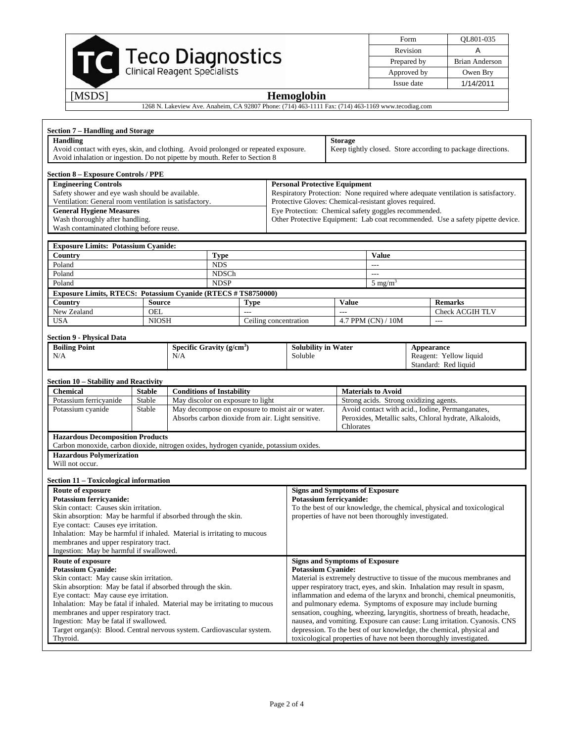| Form | QL801-035 |
|---|---|
| Revision | A |
| Prepared by | Brian Anderson |
| Approved by | Owen Bry |
| Issue date | 1/14/2011 |

**Teco Diagnostics** — Clinical Reagent Specialists

[MSDS] **Hemoglobin**

1268 N. Lakeview Ave. Anaheim, CA 92807 Phone: (714) 463-1111 Fax: (714) 463-1169 www.tecodiag.com

## Section 7 – Handling and Storage

| Handling | Storage |
|---|---|
| Avoid contact with eyes, skin, and clothing. Avoid prolonged or repeated exposure. Avoid inhalation or ingestion. Do not pipette by mouth. Refer to Section 8 | Keep tightly closed. Store according to package directions. |

## Section 8 – Exposure Controls / PPE

| Engineering Controls | Personal Protective Equipment |
|---|---|
| Safety shower and eye wash should be available.<br>Ventilation: General room ventilation is satisfactory. | Respiratory Protection: None required where adequate ventilation is satisfactory.<br>Protective Gloves: Chemical-resistant gloves required.<br>Eye Protection: Chemical safety goggles recommended.<br>Other Protective Equipment: Lab coat recommended. Use a safety pipette device. |
| **General Hygiene Measures**<br>Wash thoroughly after handling.<br>Wash contaminated clothing before reuse. | |

**Exposure Limits: Potassium Cyanide:**

| Country | Type | Value |
|---|---|---|
| Poland | NDS | --- |
| Poland | NDSCh | --- |
| Poland | NDSP | 5 $mg/m^3$ |

**Exposure Limits, RTECS: Potassium Cyanide (RTECS # TS8750000)**

| Country | Source | Type | Value | Remarks |
|---|---|---|---|---|
| New Zealand | OEL | --- | --- | Check ACGIH TLV |
| USA | NIOSH | Ceiling concentration | 4.7 PPM (CN) / 10M | --- |

## Section 9 - Physical Data

| Boiling Point | Specific Gravity ($g/cm^3$) | Solubility in Water | Appearance |
|---|---|---|---|
| N/A | N/A | Soluble | Reagent: Yellow liquid<br>Standard: Red liquid |

## Section 10 – Stability and Reactivity

| Chemical | Stable | Conditions of Instability | Materials to Avoid |
|---|---|---|---|
| Potassium ferricyanide | Stable | May discolor on exposure to light | Strong acids. Strong oxidizing agents. |
| Potassium cyanide | Stable | May decompose on exposure to moist air or water. Absorbs carbon dioxide from air. Light sensitive. | Avoid contact with acid., Iodine, Permanganates, Peroxides, Metallic salts, Chloral hydrate, Alkaloids, Chlorates |

**Hazardous Decomposition Products**
Carbon monoxide, carbon dioxide, nitrogen oxides, hydrogen cyanide, potassium oxides.

**Hazardous Polymerization**
Will not occur.

## Section 11 – Toxicological information

| Route of exposure | Signs and Symptoms of Exposure |
|---|---|
| **Potassium ferricyanide:**<br>Skin contact: Causes skin irritation.<br>Skin absorption: May be harmful if absorbed through the skin.<br>Eye contact: Causes eye irritation.<br>Inhalation: May be harmful if inhaled. Material is irritating to mucous membranes and upper respiratory tract.<br>Ingestion: May be harmful if swallowed. | **Potassium ferricyanide:**<br>To the best of our knowledge, the chemical, physical and toxicological properties of have not been thoroughly investigated. |
| **Route of exposure** | **Signs and Symptoms of Exposure** |
| **Potassium Cyanide:**<br>Skin contact: May cause skin irritation.<br>Skin absorption: May be fatal if absorbed through the skin.<br>Eye contact: May cause eye irritation.<br>Inhalation: May be fatal if inhaled. Material may be irritating to mucous membranes and upper respiratory tract.<br>Ingestion: May be fatal if swallowed.<br>Target organ(s): Blood. Central nervous system. Cardiovascular system. Thyroid. | **Potassium Cyanide:**<br>Material is extremely destructive to tissue of the mucous membranes and upper respiratory tract, eyes, and skin. Inhalation may result in spasm, inflammation and edema of the larynx and bronchi, chemical pneumonitis, and pulmonary edema. Symptoms of exposure may include burning sensation, coughing, wheezing, laryngitis, shortness of breath, headache, nausea, and vomiting. Exposure can cause: Lung irritation. Cyanosis. CNS depression. To the best of our knowledge, the chemical, physical and toxicological properties of have not been thoroughly investigated. |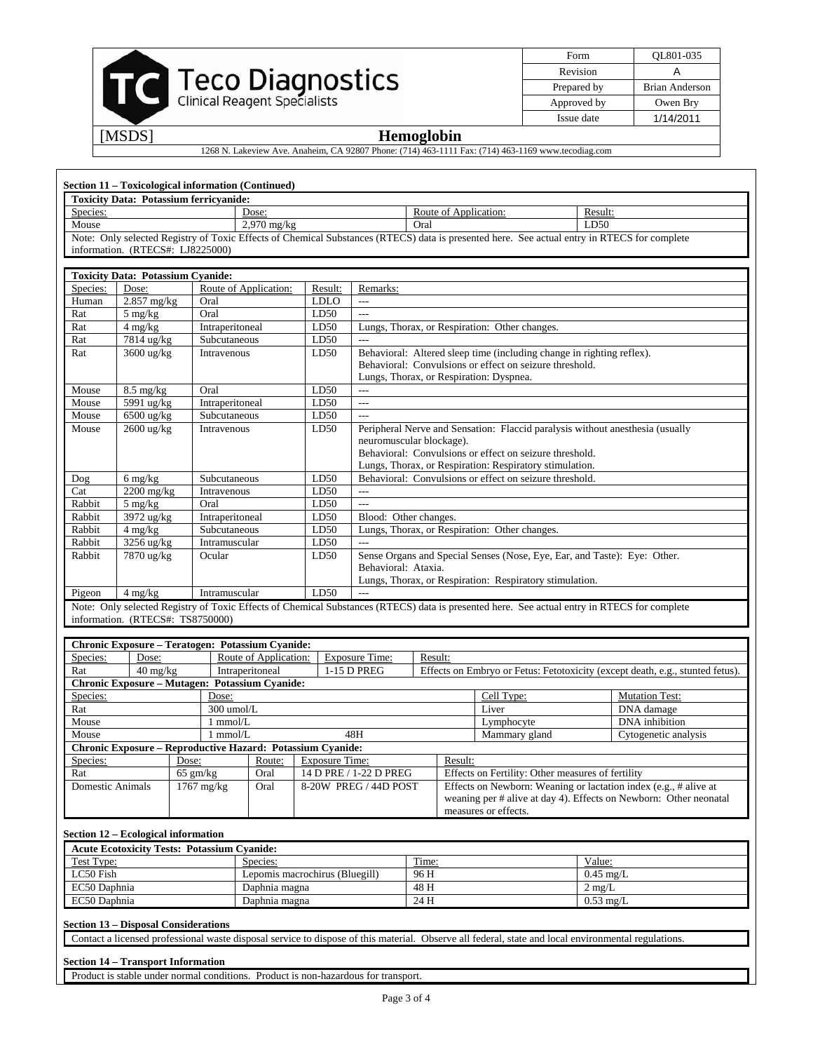**Section 11 – Toxicological information (Continued)**

| Toxicity Data: Potassium ferricyanide: | | | |
|---|---|---|---|
| Species: | Dose: | Route of Application: | Result: |
| Mouse | 2,970 mg/kg | Oral | LD50 |
| Note: Only selected Registry of Toxic Effects of Chemical Substances (RTECS) data is presented here. See actual entry in RTECS for complete information. (RTECS#: LJ8225000) | | | |

| Toxicity Data: Potassium Cyanide: | | | | |
|---|---|---|---|---|
| Species: | Dose: | Route of Application: | Result: | Remarks: |
| Human | 2.857 mg/kg | Oral | LDLO | --- |
| Rat | 5 mg/kg | Oral | LD50 | --- |
| Rat | 4 mg/kg | Intraperitoneal | LD50 | Lungs, Thorax, or Respiration: Other changes. |
| Rat | 7814 ug/kg | Subcutaneous | LD50 | --- |
| Rat | 3600 ug/kg | Intravenous | LD50 | Behavioral: Altered sleep time (including change in righting reflex). Behavioral: Convulsions or effect on seizure threshold. Lungs, Thorax, or Respiration: Dyspnea. |
| Mouse | 8.5 mg/kg | Oral | LD50 | --- |
| Mouse | 5991 ug/kg | Intraperitoneal | LD50 | --- |
| Mouse | 6500 ug/kg | Subcutaneous | LD50 | --- |
| Mouse | 2600 ug/kg | Intravenous | LD50 | Peripheral Nerve and Sensation: Flaccid paralysis without anesthesia (usually neuromuscular blockage). Behavioral: Convulsions or effect on seizure threshold. Lungs, Thorax, or Respiration: Respiratory stimulation. |
| Dog | 6 mg/kg | Subcutaneous | LD50 | Behavioral: Convulsions or effect on seizure threshold. |
| Cat | 2200 mg/kg | Intravenous | LD50 | --- |
| Rabbit | 5 mg/kg | Oral | LD50 | --- |
| Rabbit | 3972 ug/kg | Intraperitoneal | LD50 | Blood: Other changes. |
| Rabbit | 4 mg/kg | Subcutaneous | LD50 | Lungs, Thorax, or Respiration: Other changes. |
| Rabbit | 3256 ug/kg | Intramuscular | LD50 | --- |
| Rabbit | 7870 ug/kg | Ocular | LD50 | Sense Organs and Special Senses (Nose, Eye, Ear, and Taste): Eye: Other. Behavioral: Ataxia. Lungs, Thorax, or Respiration: Respiratory stimulation. |
| Pigeon | 4 mg/kg | Intramuscular | LD50 | --- |
| Note: Only selected Registry of Toxic Effects of Chemical Substances (RTECS) data is presented here. See actual entry in RTECS for complete information. (RTECS#: TS8750000) | | | | |

| Chronic Exposure – Teratogen: Potassium Cyanide: | | | | |
|---|---|---|---|---|
| Species: | Dose: | Route of Application: | Exposure Time: | Result: |
| Rat | 40 mg/kg | Intraperitoneal | 1-15 D PREG | Effects on Embryo or Fetus: Fetotoxicity (except death, e.g., stunted fetus). |

| Chronic Exposure – Mutagen: Potassium Cyanide: | | | | |
|---|---|---|---|---|
| Species: | Dose: | | Cell Type: | Mutation Test: |
| Rat | 300 umol/L | | Liver | DNA damage |
| Mouse | 1 mmol/L | | Lymphocyte | DNA inhibition |
| Mouse | 1 mmol/L | 48H | Mammary gland | Cytogenetic analysis |

| Chronic Exposure – Reproductive Hazard: Potassium Cyanide: | | | | |
|---|---|---|---|---|
| Species: | Dose: | Route: | Exposure Time: | Result: |
| Rat | 65 gm/kg | Oral | 14 D PRE / 1-22 D PREG | Effects on Fertility: Other measures of fertility |
| Domestic Animals | 1767 mg/kg | Oral | 8-20W PREG / 44D POST | Effects on Newborn: Weaning or lactation index (e.g., # alive at weaning per # alive at day 4). Effects on Newborn: Other neonatal measures or effects. |

**Section 12 – Ecological information**

| Acute Ecotoxicity Tests: Potassium Cyanide: | | | |
|---|---|---|---|
| Test Type: | Species: | Time: | Value: |
| LC50 Fish | Lepomis macrochirus (Bluegill) | 96 H | 0.45 mg/L |
| EC50 Daphnia | Daphnia magna | 48 H | 2 mg/L |
| EC50 Daphnia | Daphnia magna | 24 H | 0.53 mg/L |

**Section 13 – Disposal Considerations**

Contact a licensed professional waste disposal service to dispose of this material. Observe all federal, state and local environmental regulations.

**Section 14 – Transport Information**

Product is stable under normal conditions. Product is non-hazardous for transport.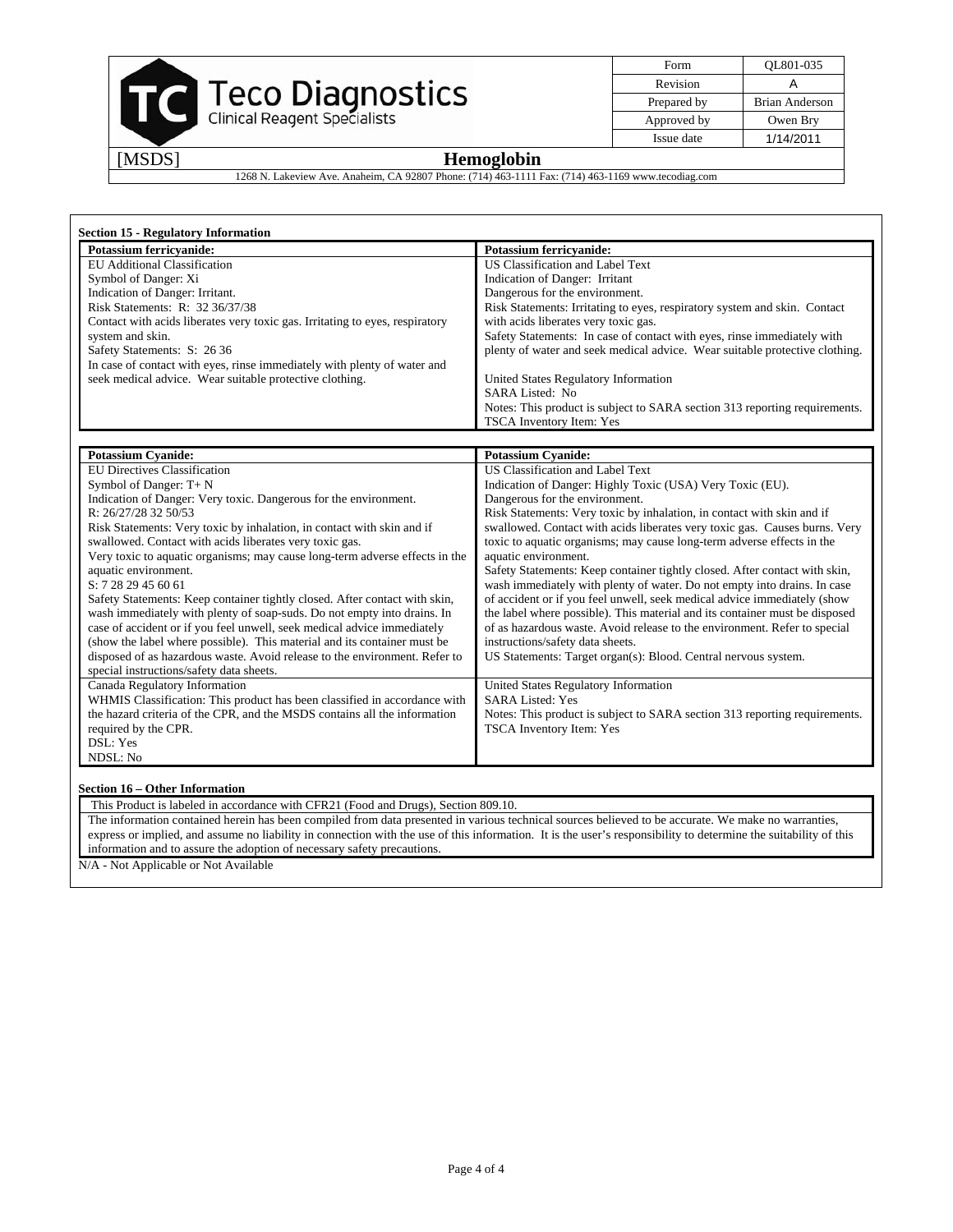| Form | QL801-035 |
|---|---|
| Revision | A |
| Prepared by | Brian Anderson |
| Approved by | Owen Bry |
| Issue date | 1/14/2011 |

**Teco Diagnostics**
Clinical Reagent Specialists

[MSDS] **Hemoglobin**

1268 N. Lakeview Ave. Anaheim, CA 92807 Phone: (714) 463-1111 Fax: (714) 463-1169 www.tecodiag.com

### Section 15 - Regulatory Information

| **Potassium ferricyanide:** | **Potassium ferricyanide:** |
|---|---|
| EU Additional Classification<br>Symbol of Danger: Xi<br>Indication of Danger: Irritant.<br>Risk Statements: R: 32 36/37/38<br>Contact with acids liberates very toxic gas. Irritating to eyes, respiratory system and skin.<br>Safety Statements: S: 26 36<br>In case of contact with eyes, rinse immediately with plenty of water and seek medical advice. Wear suitable protective clothing. | US Classification and Label Text<br>Indication of Danger: Irritant<br>Dangerous for the environment.<br>Risk Statements: Irritating to eyes, respiratory system and skin. Contact with acids liberates very toxic gas.<br>Safety Statements: In case of contact with eyes, rinse immediately with plenty of water and seek medical advice. Wear suitable protective clothing.<br><br>United States Regulatory Information<br>SARA Listed: No<br>Notes: This product is subject to SARA section 313 reporting requirements.<br>TSCA Inventory Item: Yes |

| **Potassium Cyanide:** | **Potassium Cyanide:** |
|---|---|
| EU Directives Classification<br>Symbol of Danger: T+ N<br>Indication of Danger: Very toxic. Dangerous for the environment.<br>R: 26/27/28 32 50/53<br>Risk Statements: Very toxic by inhalation, in contact with skin and if swallowed. Contact with acids liberates very toxic gas.<br>Very toxic to aquatic organisms; may cause long-term adverse effects in the aquatic environment.<br>S: 7 28 29 45 60 61<br>Safety Statements: Keep container tightly closed. After contact with skin, wash immediately with plenty of soap-suds. Do not empty into drains. In case of accident or if you feel unwell, seek medical advice immediately (show the label where possible). This material and its container must be disposed of as hazardous waste. Avoid release to the environment. Refer to special instructions/safety data sheets. | US Classification and Label Text<br>Indication of Danger: Highly Toxic (USA) Very Toxic (EU).<br>Dangerous for the environment.<br>Risk Statements: Very toxic by inhalation, in contact with skin and if swallowed. Contact with acids liberates very toxic gas. Causes burns. Very toxic to aquatic organisms; may cause long-term adverse effects in the aquatic environment.<br>Safety Statements: Keep container tightly closed. After contact with skin, wash immediately with plenty of water. Do not empty into drains. In case of accident or if you feel unwell, seek medical advice immediately (show the label where possible). This material and its container must be disposed of as hazardous waste. Avoid release to the environment. Refer to special instructions/safety data sheets.<br>US Statements: Target organ(s): Blood. Central nervous system. |
| Canada Regulatory Information<br>WHMIS Classification: This product has been classified in accordance with the hazard criteria of the CPR, and the MSDS contains all the information required by the CPR.<br>DSL: Yes<br>NDSL: No | United States Regulatory Information<br>SARA Listed: Yes<br>Notes: This product is subject to SARA section 313 reporting requirements.<br>TSCA Inventory Item: Yes |

### Section 16 – Other Information

This Product is labeled in accordance with CFR21 (Food and Drugs), Section 809.10.

The information contained herein has been compiled from data presented in various technical sources believed to be accurate. We make no warranties, express or implied, and assume no liability in connection with the use of this information. It is the user's responsibility to determine the suitability of this information and to assure the adoption of necessary safety precautions.

N/A - Not Applicable or Not Available